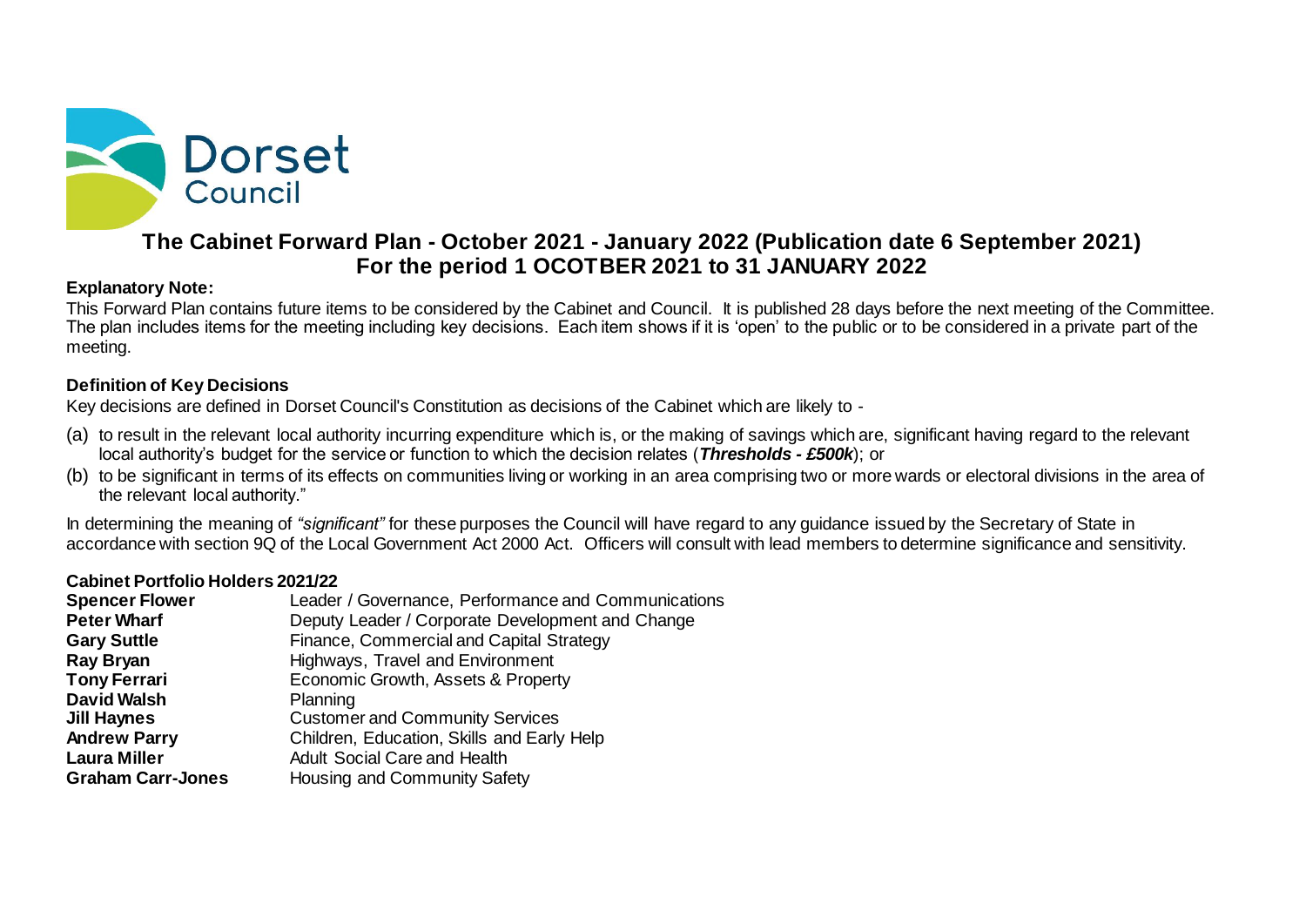Dorset Council

# The Cabinet Forward Plan - October 2021 - January 2022 (Publication date 6 September 2021)
# For the period 1 OCOTBER 2021 to 31 JANUARY 2022

**Explanatory Note:**

This Forward Plan contains future items to be considered by the Cabinet and Council. It is published 28 days before the next meeting of the Committee. The plan includes items for the meeting including key decisions. Each item shows if it is 'open' to the public or to be considered in a private part of the meeting.

**Definition of Key Decisions**

Key decisions are defined in Dorset Council's Constitution as decisions of the Cabinet which are likely to -

(a) to result in the relevant local authority incurring expenditure which is, or the making of savings which are, significant having regard to the relevant local authority's budget for the service or function to which the decision relates (***Thresholds - £500k***); or

(b) to be significant in terms of its effects on communities living or working in an area comprising two or more wards or electoral divisions in the area of the relevant local authority."

In determining the meaning of *"significant"* for these purposes the Council will have regard to any guidance issued by the Secretary of State in accordance with section 9Q of the Local Government Act 2000 Act. Officers will consult with lead members to determine significance and sensitivity.

**Cabinet Portfolio Holders 2021/22**

| | |
|---|---|
| **Spencer Flower** | Leader / Governance, Performance and Communications |
| **Peter Wharf** | Deputy Leader / Corporate Development and Change |
| **Gary Suttle** | Finance, Commercial and Capital Strategy |
| **Ray Bryan** | Highways, Travel and Environment |
| **Tony Ferrari** | Economic Growth, Assets & Property |
| **David Walsh** | Planning |
| **Jill Haynes** | Customer and Community Services |
| **Andrew Parry** | Children, Education, Skills and Early Help |
| **Laura Miller** | Adult Social Care and Health |
| **Graham Carr-Jones** | Housing and Community Safety |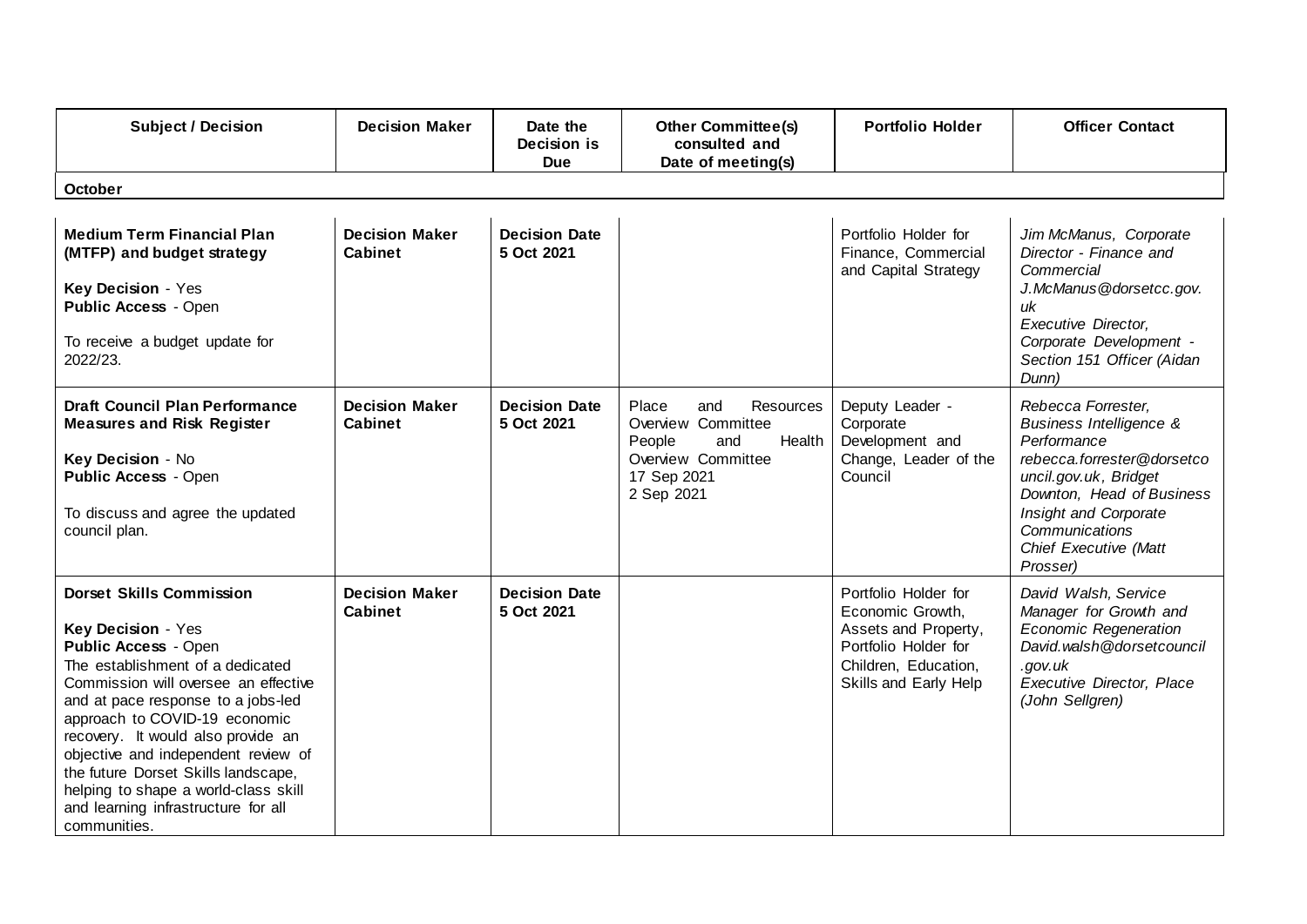| Subject / Decision | Decision Maker | Date the Decision is Due | Other Committee(s) consulted and Date of meeting(s) | Portfolio Holder | Officer Contact |
|---|---|---|---|---|---|
| **October** | | | | | |
| **Medium Term Financial Plan (MTFP) and budget strategy**<br><br>**Key Decision** - Yes<br>**Public Access** - Open<br><br>To receive a budget update for 2022/23. | **Decision Maker Cabinet** | **Decision Date 5 Oct 2021** | | Portfolio Holder for Finance, Commercial and Capital Strategy | *Jim McManus, Corporate Director - Finance and Commercial J.McManus@dorsetcc.gov.uk Executive Director, Corporate Development - Section 151 Officer (Aidan Dunn)* |
| **Draft Council Plan Performance Measures and Risk Register**<br><br>**Key Decision** - No<br>**Public Access** - Open<br><br>To discuss and agree the updated council plan. | **Decision Maker Cabinet** | **Decision Date 5 Oct 2021** | Place and Resources Overview Committee People and Health Overview Committee 17 Sep 2021 2 Sep 2021 | Deputy Leader - Corporate Development and Change, Leader of the Council | *Rebecca Forrester, Business Intelligence & Performance rebecca.forrester@dorsetcouncil.gov.uk, Bridget Downton, Head of Business Insight and Corporate Communications Chief Executive (Matt Prosser)* |
| **Dorset Skills Commission**<br><br>**Key Decision** - Yes<br>**Public Access** - Open<br>The establishment of a dedicated Commission will oversee an effective and at pace response to a jobs-led approach to COVID-19 economic recovery. It would also provide an objective and independent review of the future Dorset Skills landscape, helping to shape a world-class skill and learning infrastructure for all communities. | **Decision Maker Cabinet** | **Decision Date 5 Oct 2021** | | Portfolio Holder for Economic Growth, Assets and Property, Portfolio Holder for Children, Education, Skills and Early Help | *David Walsh, Service Manager for Growth and Economic Regeneration David.walsh@dorsetcouncil.gov.uk Executive Director, Place (John Sellgren)* |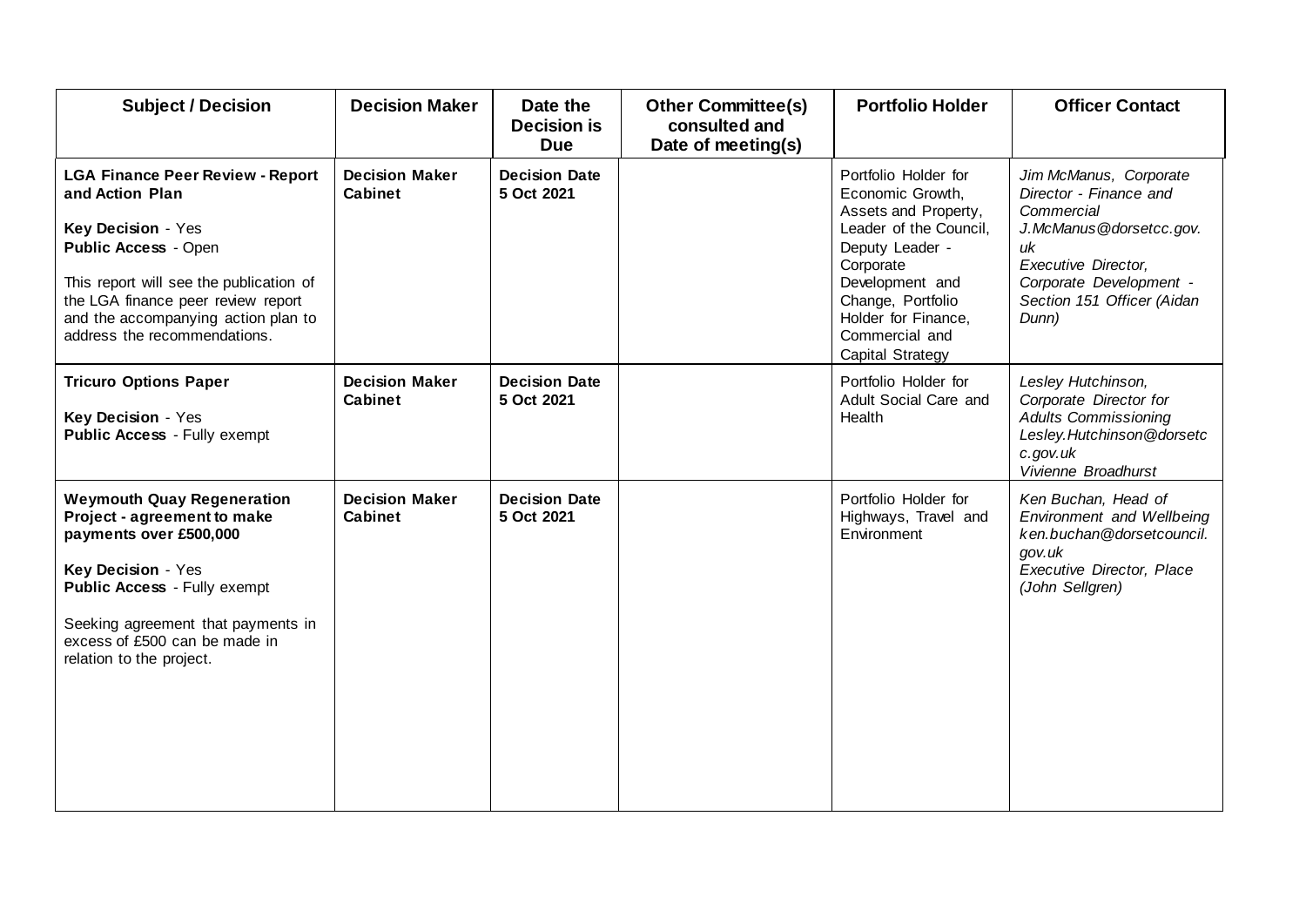| Subject / Decision | Decision Maker | Date the Decision is Due | Other Committee(s) consulted and Date of meeting(s) | Portfolio Holder | Officer Contact |
|---|---|---|---|---|---|
| **LGA Finance Peer Review - Report and Action Plan**<br><br>**Key Decision** - Yes<br>**Public Access** - Open<br><br>This report will see the publication of the LGA finance peer review report and the accompanying action plan to address the recommendations. | **Decision Maker Cabinet** | **Decision Date 5 Oct 2021** | | Portfolio Holder for Economic Growth, Assets and Property, Leader of the Council, Deputy Leader - Corporate Development and Change, Portfolio Holder for Finance, Commercial and Capital Strategy | *Jim McManus, Corporate Director - Finance and Commercial*<br>*J.McManus@dorsetcc.gov.uk*<br>*Executive Director, Corporate Development - Section 151 Officer (Aidan Dunn)* |
| **Tricuro Options Paper**<br><br>**Key Decision** - Yes<br>**Public Access** - Fully exempt | **Decision Maker Cabinet** | **Decision Date 5 Oct 2021** | | Portfolio Holder for Adult Social Care and Health | *Lesley Hutchinson, Corporate Director for Adults Commissioning*<br>*Lesley.Hutchinson@dorsetc c.gov.uk*<br>*Vivienne Broadhurst* |
| **Weymouth Quay Regeneration Project - agreement to make payments over £500,000**<br><br>**Key Decision** - Yes<br>**Public Access** - Fully exempt<br><br>Seeking agreement that payments in excess of £500 can be made in relation to the project. | **Decision Maker Cabinet** | **Decision Date 5 Oct 2021** | | Portfolio Holder for Highways, Travel and Environment | *Ken Buchan, Head of Environment and Wellbeing*<br>*ken.buchan@dorsetcouncil.gov.uk*<br>*Executive Director, Place (John Sellgren)* |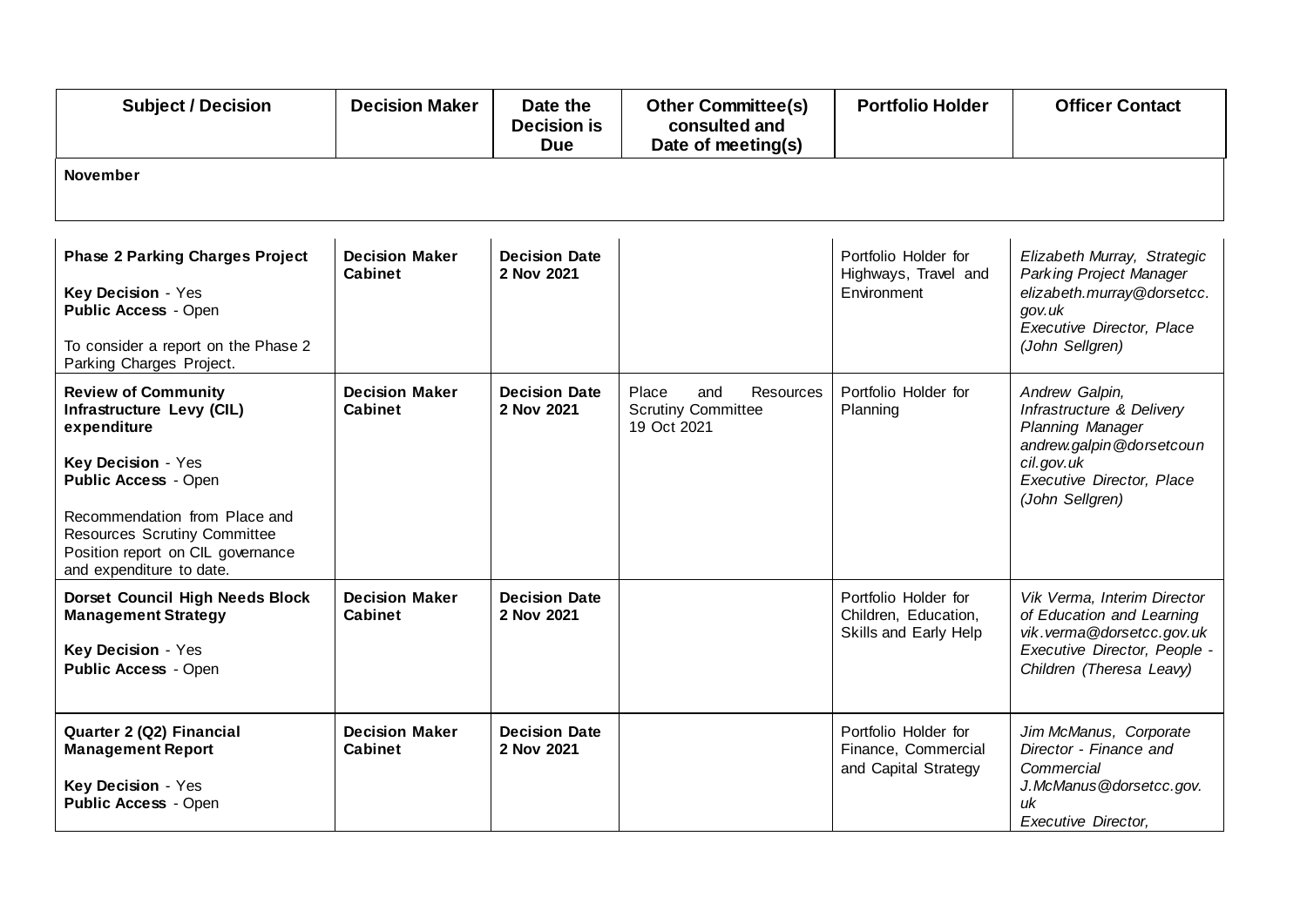| Subject / Decision | Decision Maker | Date the Decision is Due | Other Committee(s) consulted and Date of meeting(s) | Portfolio Holder | Officer Contact |
|---|---|---|---|---|---|
| **November** | | | | | |
| **Phase 2 Parking Charges Project**<br><br>**Key Decision** - Yes<br>**Public Access** - Open<br><br>To consider a report on the Phase 2 Parking Charges Project. | **Decision Maker Cabinet** | **Decision Date 2 Nov 2021** | | Portfolio Holder for Highways, Travel and Environment | *Elizabeth Murray, Strategic Parking Project Manager elizabeth.murray@dorsetcc.gov.uk Executive Director, Place (John Sellgren)* |
| **Review of Community Infrastructure Levy (CIL) expenditure**<br><br>**Key Decision** - Yes<br>**Public Access** - Open<br><br>Recommendation from Place and Resources Scrutiny Committee Position report on CIL governance and expenditure to date. | **Decision Maker Cabinet** | **Decision Date 2 Nov 2021** | Place and Resources Scrutiny Committee 19 Oct 2021 | Portfolio Holder for Planning | *Andrew Galpin, Infrastructure & Delivery Planning Manager andrew.galpin@dorsetcouncil.gov.uk Executive Director, Place (John Sellgren)* |
| **Dorset Council High Needs Block Management Strategy**<br><br>**Key Decision** - Yes<br>**Public Access** - Open | **Decision Maker Cabinet** | **Decision Date 2 Nov 2021** | | Portfolio Holder for Children, Education, Skills and Early Help | *Vik Verma, Interim Director of Education and Learning vik.verma@dorsetcc.gov.uk Executive Director, People - Children (Theresa Leavy)* |
| **Quarter 2 (Q2) Financial Management Report**<br><br>**Key Decision** - Yes<br>**Public Access** - Open | **Decision Maker Cabinet** | **Decision Date 2 Nov 2021** | | Portfolio Holder for Finance, Commercial and Capital Strategy | *Jim McManus, Corporate Director - Finance and Commercial J.McManus@dorsetcc.gov.uk Executive Director,* |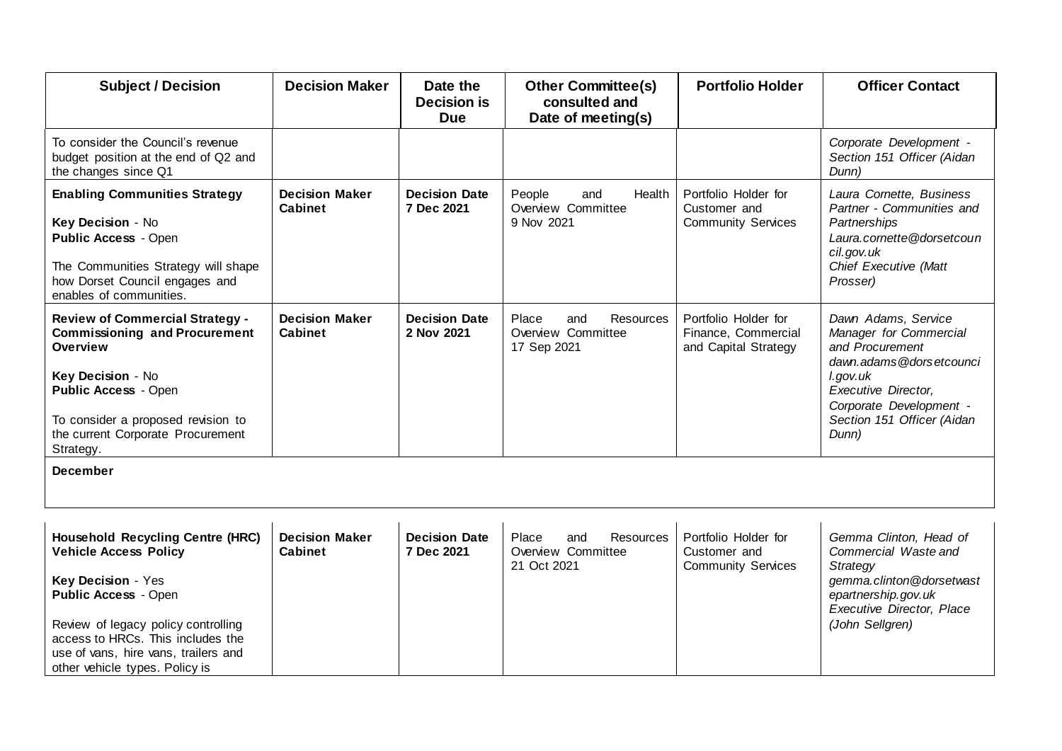| Subject / Decision | Decision Maker | Date the Decision is Due | Other Committee(s) consulted and Date of meeting(s) | Portfolio Holder | Officer Contact |
|---|---|---|---|---|---|
| To consider the Council's revenue budget position at the end of Q2 and the changes since Q1 | | | | | *Corporate Development - Section 151 Officer (Aidan Dunn)* |
| **Enabling Communities Strategy**<br><br>**Key Decision** - No<br>**Public Access** - Open<br><br>The Communities Strategy will shape how Dorset Council engages and enables of communities. | **Decision Maker Cabinet** | **Decision Date 7 Dec 2021** | People and Health Overview Committee 9 Nov 2021 | Portfolio Holder for Customer and Community Services | *Laura Cornette, Business Partner - Communities and Partnerships Laura.cornette@dorsetcouncil.gov.uk Chief Executive (Matt Prosser)* |
| **Review of Commercial Strategy - Commissioning and Procurement Overview**<br><br>**Key Decision** - No<br>**Public Access** - Open<br><br>To consider a proposed revision to the current Corporate Procurement Strategy. | **Decision Maker Cabinet** | **Decision Date 2 Nov 2021** | Place and Resources Overview Committee 17 Sep 2021 | Portfolio Holder for Finance, Commercial and Capital Strategy | *Dawn Adams, Service Manager for Commercial and Procurement dawn.adams@dorsetcouncil.gov.uk Executive Director, Corporate Development - Section 151 Officer (Aidan Dunn)* |
| **December** | | | | | |
| **Household Recycling Centre (HRC) Vehicle Access Policy**<br><br>**Key Decision** - Yes<br>**Public Access** - Open<br><br>Review of legacy policy controlling access to HRCs. This includes the use of vans, hire vans, trailers and other vehicle types. Policy is | **Decision Maker Cabinet** | **Decision Date 7 Dec 2021** | Place and Resources Overview Committee 21 Oct 2021 | Portfolio Holder for Customer and Community Services | *Gemma Clinton, Head of Commercial Waste and Strategy gemma.clinton@dorsetwastepartnership.gov.uk Executive Director, Place (John Sellgren)* |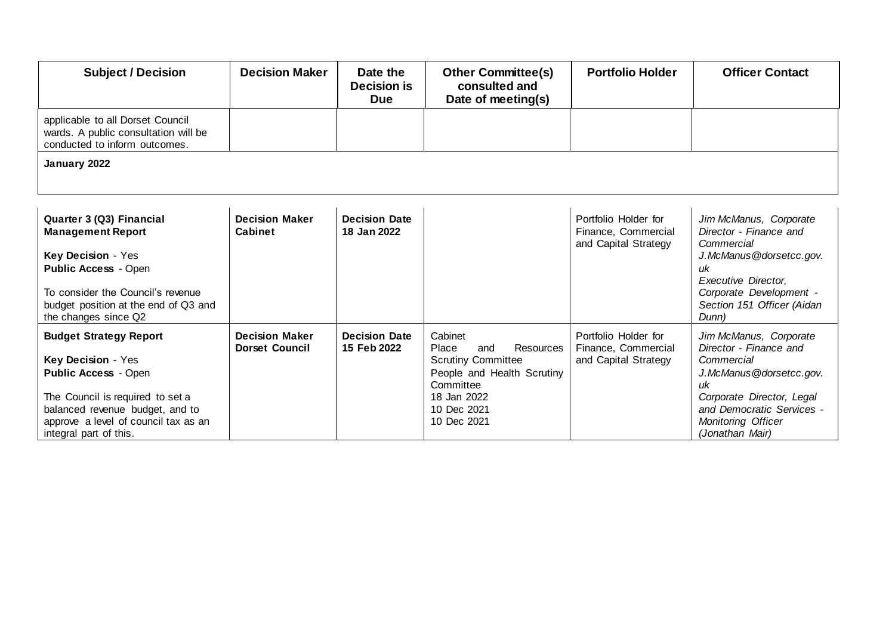| Subject / Decision | Decision Maker | Date the Decision is Due | Other Committee(s) consulted and Date of meeting(s) | Portfolio Holder | Officer Contact |
|---|---|---|---|---|---|
| applicable to all Dorset Council wards. A public consultation will be conducted to inform outcomes. | | | | | |
| **January 2022** | | | | | |
| **Quarter 3 (Q3) Financial Management Report**<br><br>**Key Decision** - Yes<br>**Public Access** - Open<br><br>To consider the Council's revenue budget position at the end of Q3 and the changes since Q2 | **Decision Maker Cabinet** | **Decision Date 18 Jan 2022** | | Portfolio Holder for Finance, Commercial and Capital Strategy | *Jim McManus, Corporate Director - Finance and Commercial J.McManus@dorsetcc.gov.uk*<br>*Executive Director, Corporate Development - Section 151 Officer (Aidan Dunn)* |
| **Budget Strategy Report**<br><br>**Key Decision** - Yes<br>**Public Access** - Open<br><br>The Council is required to set a balanced revenue budget, and to approve a level of council tax as an integral part of this. | **Decision Maker Dorset Council** | **Decision Date 15 Feb 2022** | Cabinet<br>Place and Resources Scrutiny Committee<br>People and Health Scrutiny Committee<br>18 Jan 2022<br>10 Dec 2021<br>10 Dec 2021 | Portfolio Holder for Finance, Commercial and Capital Strategy | *Jim McManus, Corporate Director - Finance and Commercial J.McManus@dorsetcc.gov.uk*<br>*Corporate Director, Legal and Democratic Services - Monitoring Officer (Jonathan Mair)* |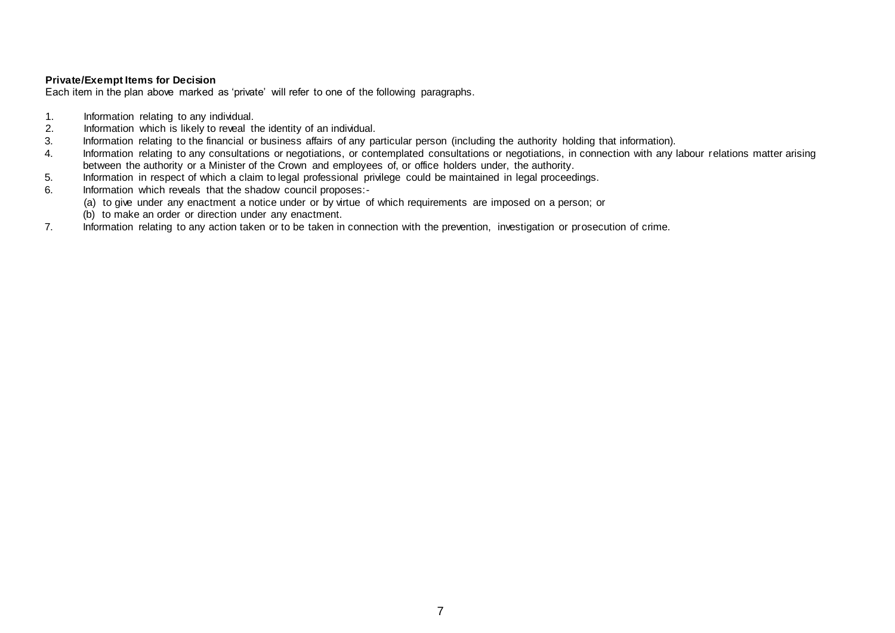**Private/Exempt Items for Decision**

Each item in the plan above marked as 'private' will refer to one of the following paragraphs.

1. Information relating to any individual.
2. Information which is likely to reveal the identity of an individual.
3. Information relating to the financial or business affairs of any particular person (including the authority holding that information).
4. Information relating to any consultations or negotiations, or contemplated consultations or negotiations, in connection with any labour relations matter arising between the authority or a Minister of the Crown and employees of, or office holders under, the authority.
5. Information in respect of which a claim to legal professional privilege could be maintained in legal proceedings.
6. Information which reveals that the shadow council proposes:-
   (a) to give under any enactment a notice under or by virtue of which requirements are imposed on a person; or
   (b) to make an order or direction under any enactment.
7. Information relating to any action taken or to be taken in connection with the prevention, investigation or prosecution of crime.